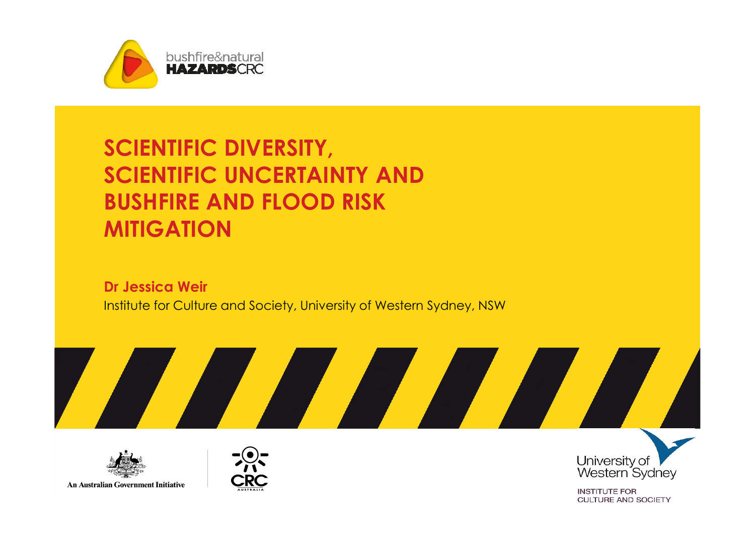bushfire&natural HAZARDSCRC

# SCIENTIFIC DIVERSITY, SCIENTIFIC UNCERTAINTY AND BUSHFIRE AND FLOOD RISK MITIGATION

**Dr Jessica Weir**

Institute for Culture and Society, University of Western Sydney, NSW

An Australian Government Initiative

CRC AUSTRALIA

University of Western Sydney

INSTITUTE FOR CULTURE AND SOCIETY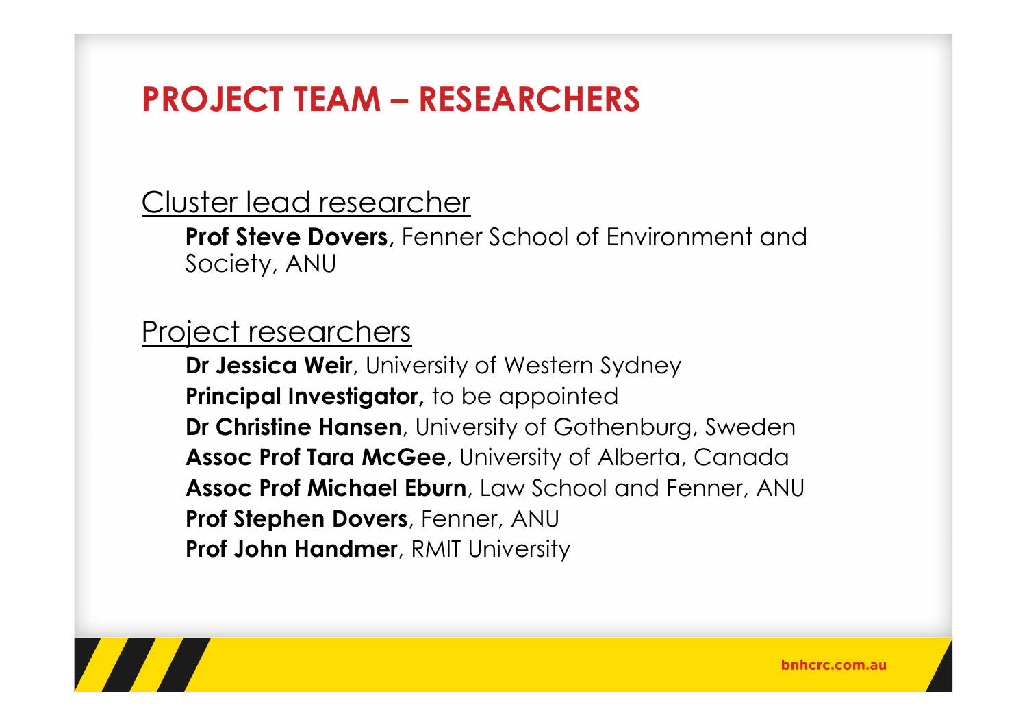# PROJECT TEAM – RESEARCHERS

## Cluster lead researcher

**Prof Steve Dovers**, Fenner School of Environment and Society, ANU

## Project researchers

**Dr Jessica Weir**, University of Western Sydney
**Principal Investigator,** to be appointed
**Dr Christine Hansen**, University of Gothenburg, Sweden
**Assoc Prof Tara McGee**, University of Alberta, Canada
**Assoc Prof Michael Eburn**, Law School and Fenner, ANU
**Prof Stephen Dovers**, Fenner, ANU
**Prof John Handmer**, RMIT University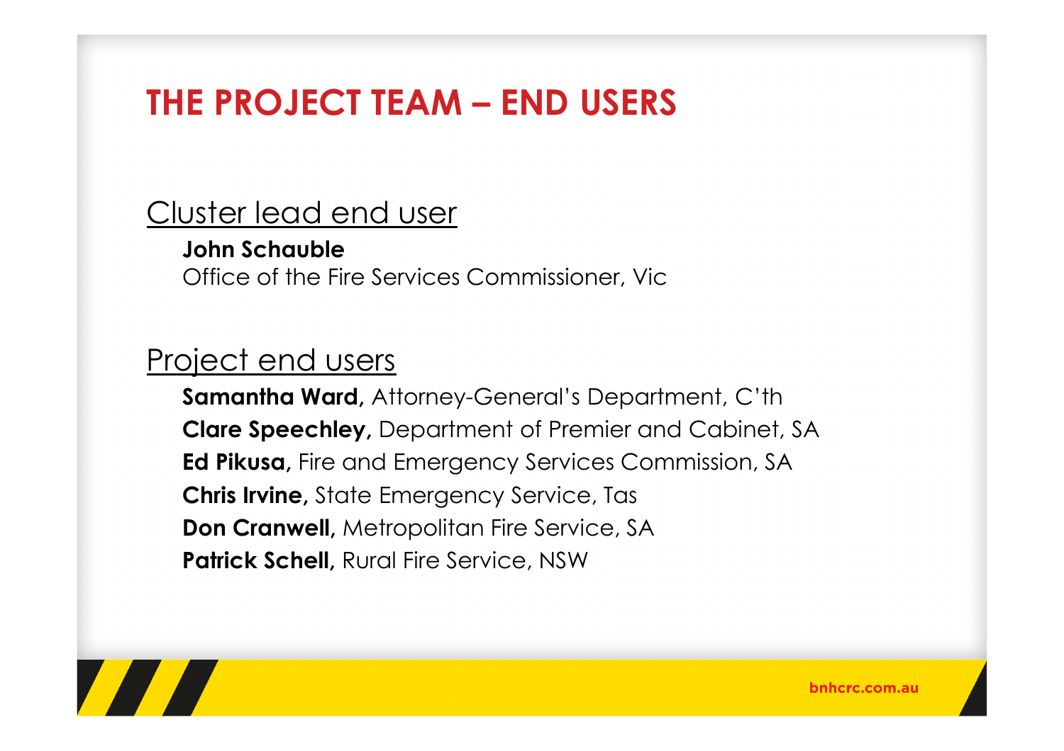# THE PROJECT TEAM – END USERS

## Cluster lead end user

**John Schauble**
Office of the Fire Services Commissioner, Vic

## Project end users

**Samantha Ward,** Attorney-General's Department, C'th
**Clare Speechley,** Department of Premier and Cabinet, SA
**Ed Pikusa,** Fire and Emergency Services Commission, SA
**Chris Irvine,** State Emergency Service, Tas
**Don Cranwell,** Metropolitan Fire Service, SA
**Patrick Schell,** Rural Fire Service, NSW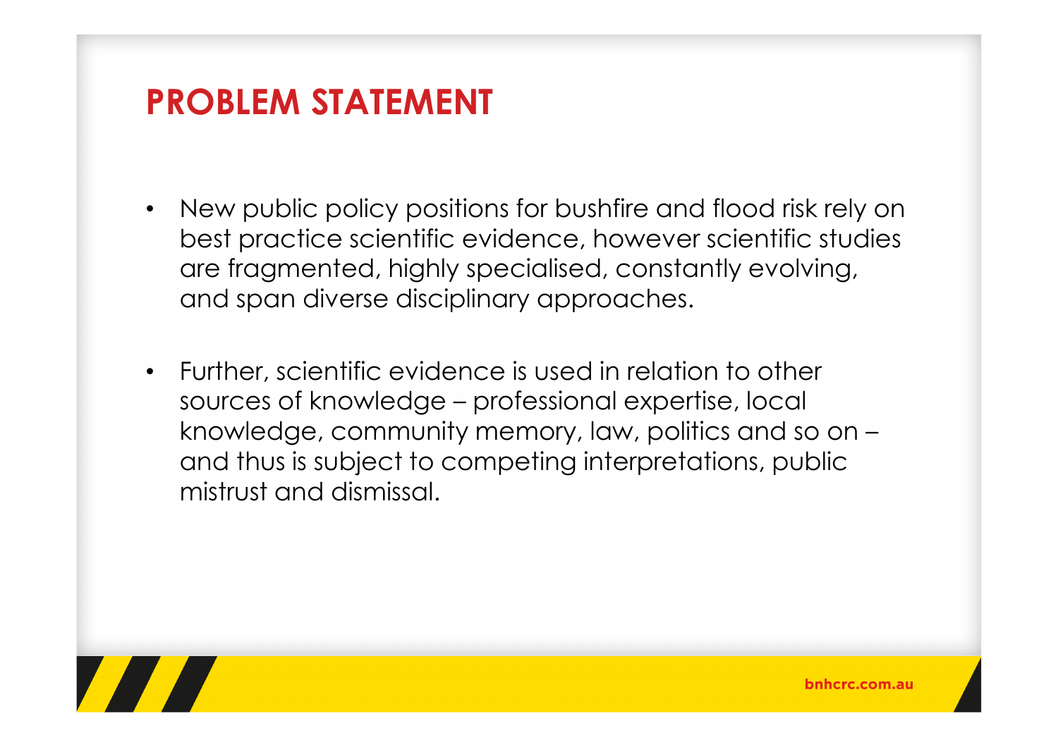# PROBLEM STATEMENT

- New public policy positions for bushfire and flood risk rely on best practice scientific evidence, however scientific studies are fragmented, highly specialised, constantly evolving, and span diverse disciplinary approaches.

- Further, scientific evidence is used in relation to other sources of knowledge – professional expertise, local knowledge, community memory, law, politics and so on – and thus is subject to competing interpretations, public mistrust and dismissal.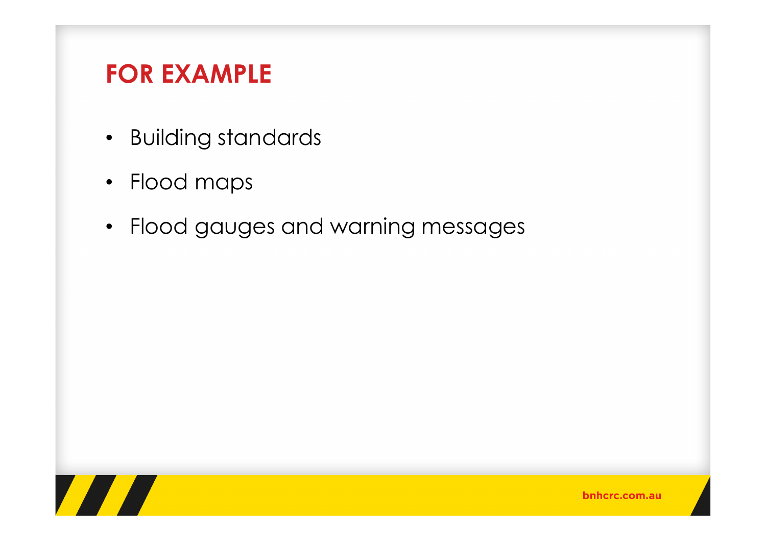# FOR EXAMPLE

- Building standards
- Flood maps
- Flood gauges and warning messages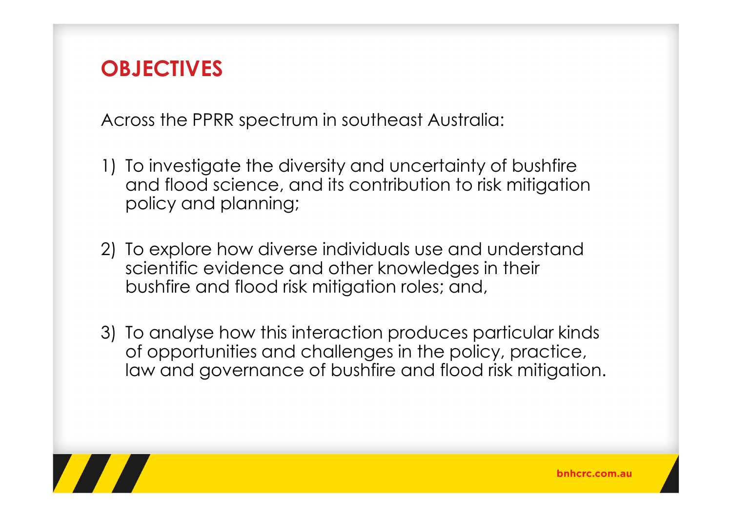# OBJECTIVES

Across the PPRR spectrum in southeast Australia:

1) To investigate the diversity and uncertainty of bushfire and flood science, and its contribution to risk mitigation policy and planning;

2) To explore how diverse individuals use and understand scientific evidence and other knowledges in their bushfire and flood risk mitigation roles; and,

3) To analyse how this interaction produces particular kinds of opportunities and challenges in the policy, practice, law and governance of bushfire and flood risk mitigation.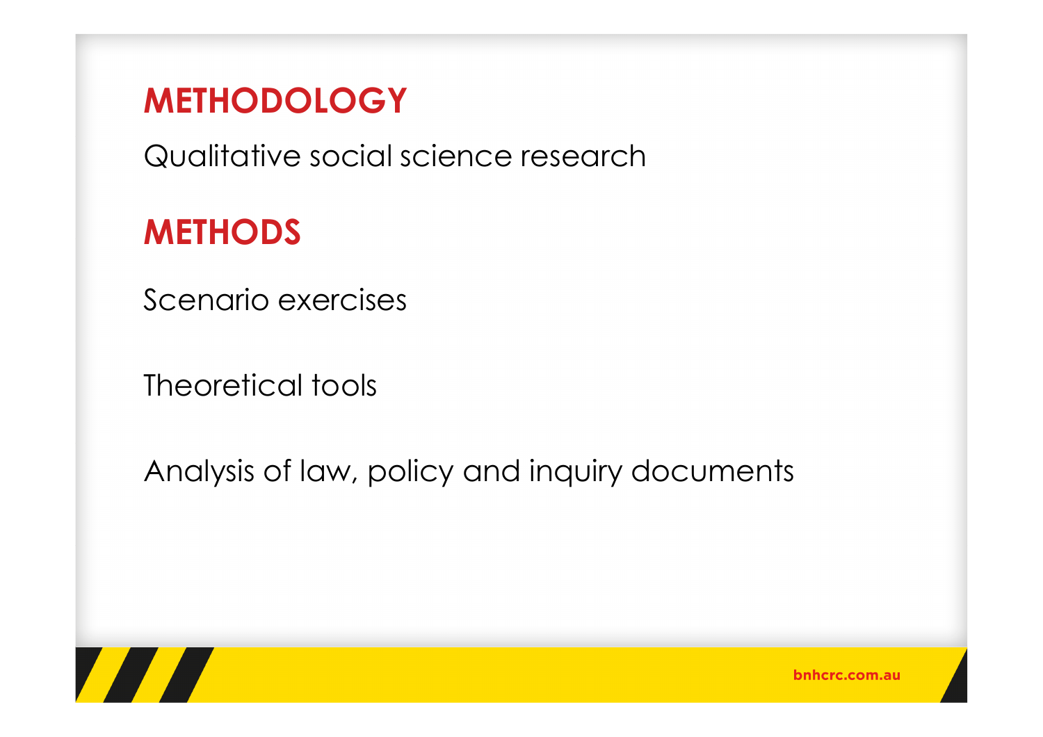## METHODOLOGY

Qualitative social science research

## METHODS

Scenario exercises

Theoretical tools

Analysis of law, policy and inquiry documents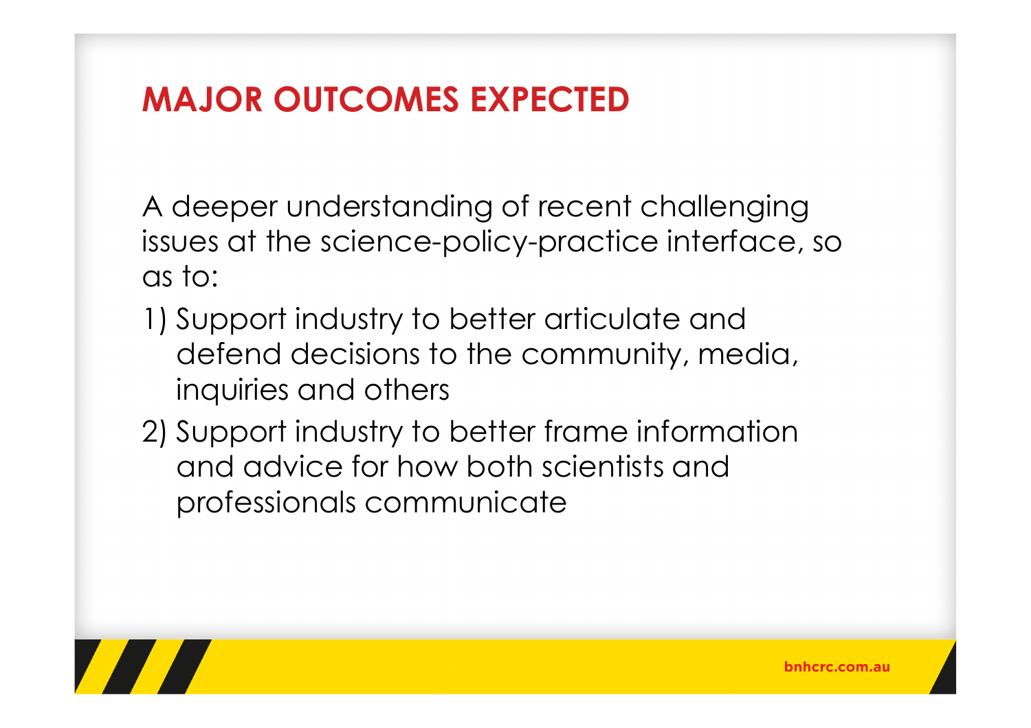# MAJOR OUTCOMES EXPECTED

A deeper understanding of recent challenging issues at the science-policy-practice interface, so as to:

1) Support industry to better articulate and defend decisions to the community, media, inquiries and others
2) Support industry to better frame information and advice for how both scientists and professionals communicate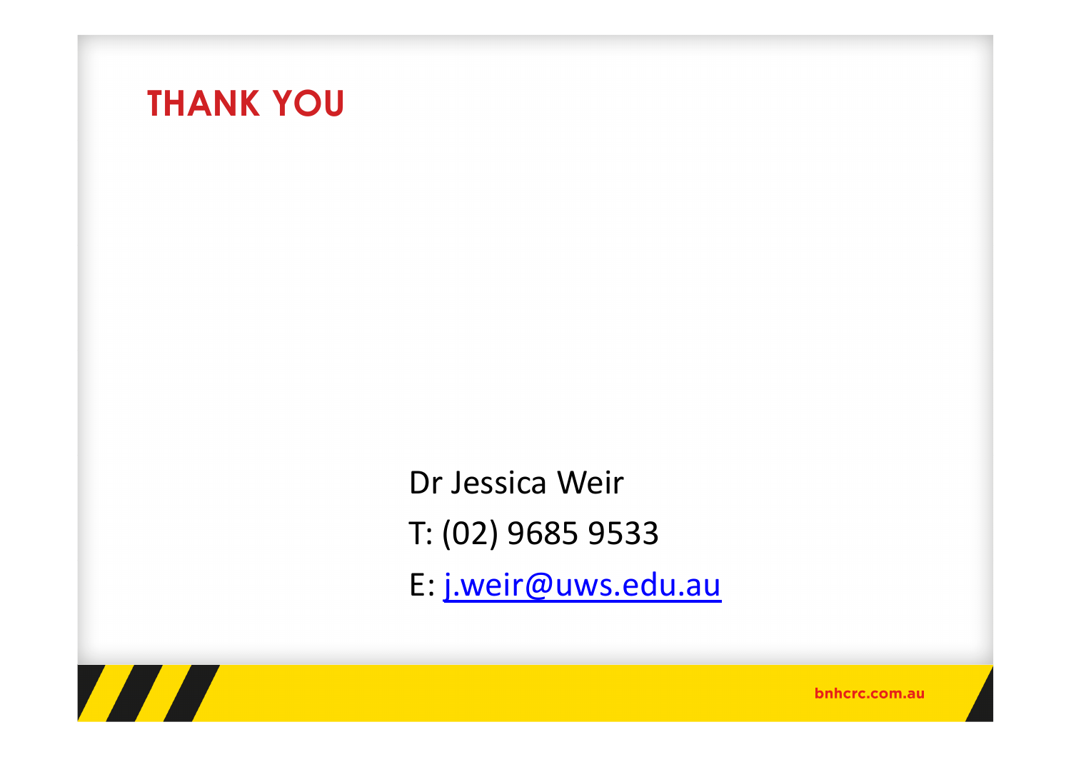# THANK YOU

Dr Jessica Weir

T: (02) 9685 9533

E: j.weir@uws.edu.au